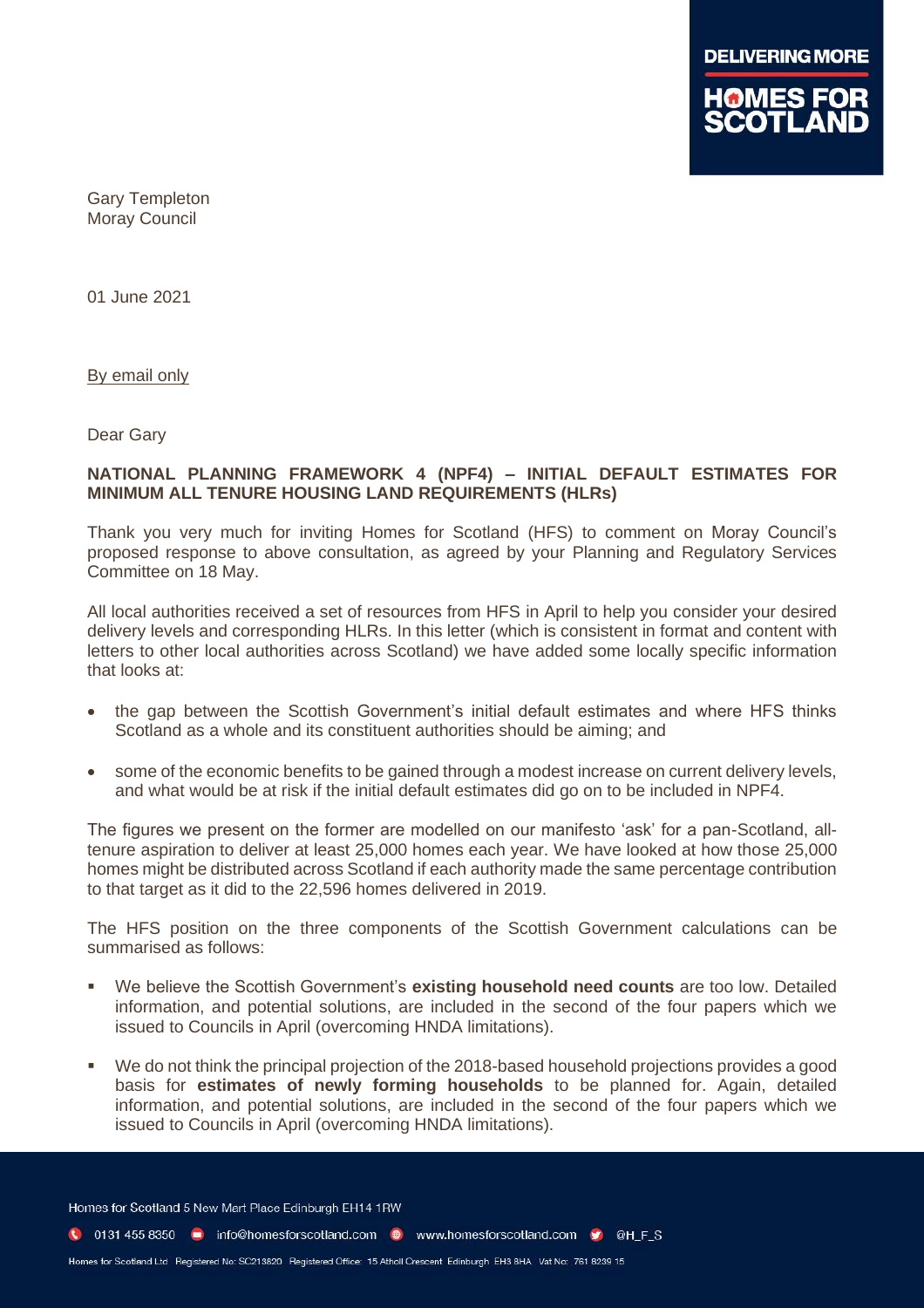Gary Templeton
Moray Council

01 June 2021

By email only

Dear Gary

**NATIONAL PLANNING FRAMEWORK 4 (NPF4) – INITIAL DEFAULT ESTIMATES FOR MINIMUM ALL TENURE HOUSING LAND REQUIREMENTS (HLRs)**

Thank you very much for inviting Homes for Scotland (HFS) to comment on Moray Council's proposed response to above consultation, as agreed by your Planning and Regulatory Services Committee on 18 May.

All local authorities received a set of resources from HFS in April to help you consider your desired delivery levels and corresponding HLRs. In this letter (which is consistent in format and content with letters to other local authorities across Scotland) we have added some locally specific information that looks at:

- the gap between the Scottish Government's initial default estimates and where HFS thinks Scotland as a whole and its constituent authorities should be aiming; and
- some of the economic benefits to be gained through a modest increase on current delivery levels, and what would be at risk if the initial default estimates did go on to be included in NPF4.

The figures we present on the former are modelled on our manifesto 'ask' for a pan-Scotland, all-tenure aspiration to deliver at least 25,000 homes each year. We have looked at how those 25,000 homes might be distributed across Scotland if each authority made the same percentage contribution to that target as it did to the 22,596 homes delivered in 2019.

The HFS position on the three components of the Scottish Government calculations can be summarised as follows:

- We believe the Scottish Government's **existing household need counts** are too low. Detailed information, and potential solutions, are included in the second of the four papers which we issued to Councils in April (overcoming HNDA limitations).
- We do not think the principal projection of the 2018-based household projections provides a good basis for **estimates of newly forming households** to be planned for. Again, detailed information, and potential solutions, are included in the second of the four papers which we issued to Councils in April (overcoming HNDA limitations).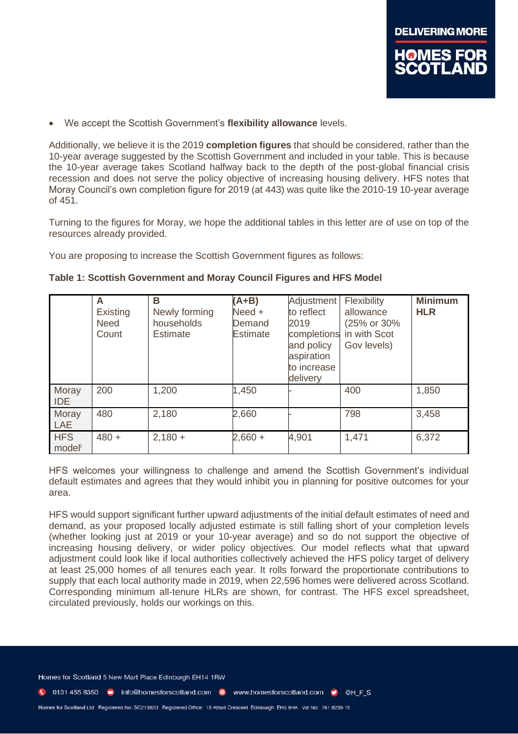- We accept the Scottish Government's **flexibility allowance** levels.

Additionally, we believe it is the 2019 **completion figures** that should be considered, rather than the 10-year average suggested by the Scottish Government and included in your table. This is because the 10-year average takes Scotland halfway back to the depth of the post-global financial crisis recession and does not serve the policy objective of increasing housing delivery. HFS notes that Moray Council's own completion figure for 2019 (at 443) was quite like the 2010-19 10-year average of 451.

Turning to the figures for Moray, we hope the additional tables in this letter are of use on top of the resources already provided.

You are proposing to increase the Scottish Government figures as follows:

**Table 1: Scottish Government and Moray Council Figures and HFS Model**

| | **A** Existing Need Count | **B** Newly forming households Estimate | **(A+B)** Need + Demand Estimate | Adjustment to reflect 2019 completions and policy aspiration to increase delivery | Flexibility allowance (25% or 30% in with Scot Gov levels) | **Minimum HLR** |
|---|---|---|---|---|---|---|
| Moray IDE | 200 | 1,200 | 1,450 | - | 400 | 1,850 |
| Moray LAE | 480 | 2,180 | 2,660 | - | 798 | 3,458 |
| HFS model[i] | 480 + | 2,180 + | 2,660 + | 4,901 | 1,471 | 6,372 |

HFS welcomes your willingness to challenge and amend the Scottish Government's individual default estimates and agrees that they would inhibit you in planning for positive outcomes for your area.

HFS would support significant further upward adjustments of the initial default estimates of need and demand, as your proposed locally adjusted estimate is still falling short of your completion levels (whether looking just at 2019 or your 10-year average) and so do not support the objective of increasing housing delivery, or wider policy objectives. Our model reflects what that upward adjustment could look like if local authorities collectively achieved the HFS policy target of delivery at least 25,000 homes of all tenures each year. It rolls forward the proportionate contributions to supply that each local authority made in 2019, when 22,596 homes were delivered across Scotland. Corresponding minimum all-tenure HLRs are shown, for contrast. The HFS excel spreadsheet, circulated previously, holds our workings on this.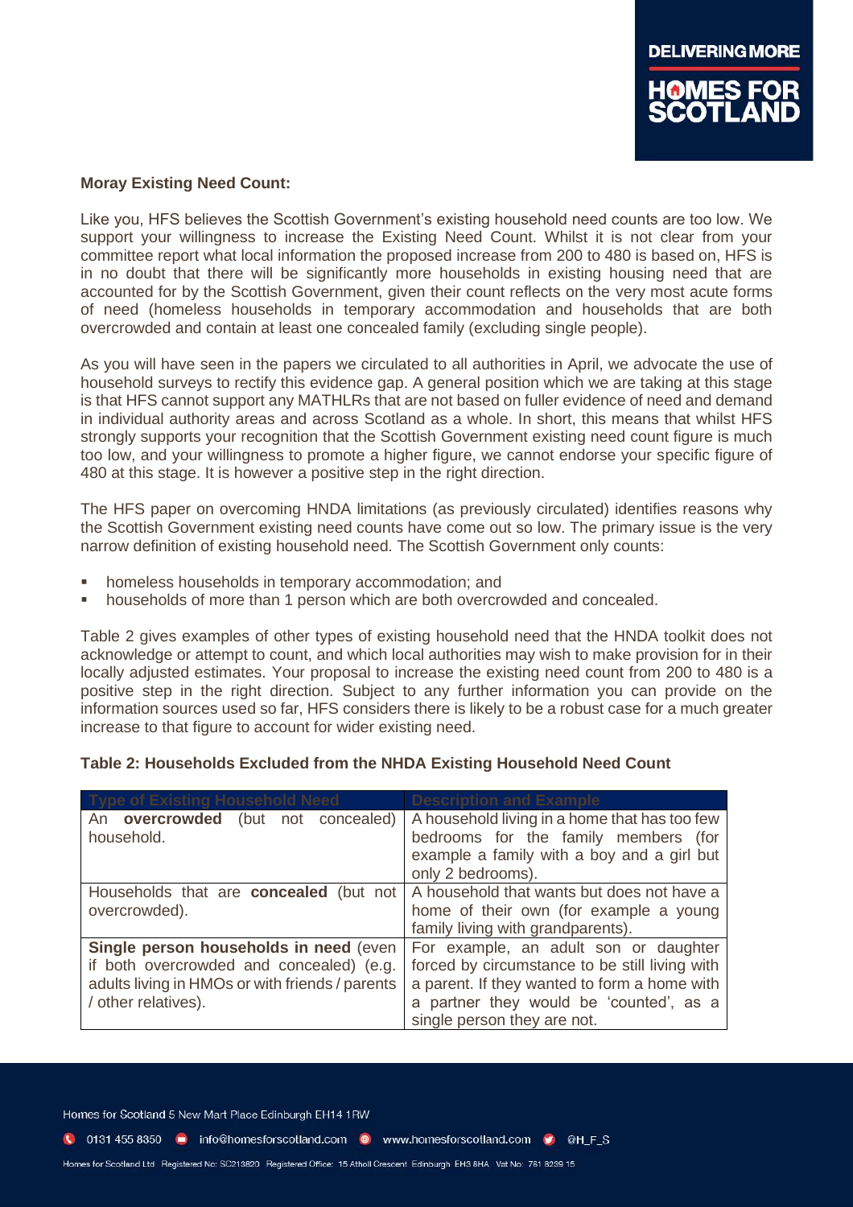**Moray Existing Need Count:**

Like you, HFS believes the Scottish Government's existing household need counts are too low. We support your willingness to increase the Existing Need Count. Whilst it is not clear from your committee report what local information the proposed increase from 200 to 480 is based on, HFS is in no doubt that there will be significantly more households in existing housing need that are accounted for by the Scottish Government, given their count reflects on the very most acute forms of need (homeless households in temporary accommodation and households that are both overcrowded and contain at least one concealed family (excluding single people).

As you will have seen in the papers we circulated to all authorities in April, we advocate the use of household surveys to rectify this evidence gap. A general position which we are taking at this stage is that HFS cannot support any MATHLRs that are not based on fuller evidence of need and demand in individual authority areas and across Scotland as a whole. In short, this means that whilst HFS strongly supports your recognition that the Scottish Government existing need count figure is much too low, and your willingness to promote a higher figure, we cannot endorse your specific figure of 480 at this stage. It is however a positive step in the right direction.

The HFS paper on overcoming HNDA limitations (as previously circulated) identifies reasons why the Scottish Government existing need counts have come out so low. The primary issue is the very narrow definition of existing household need. The Scottish Government only counts:

- homeless households in temporary accommodation; and
- households of more than 1 person which are both overcrowded and concealed.

Table 2 gives examples of other types of existing household need that the HNDA toolkit does not acknowledge or attempt to count, and which local authorities may wish to make provision for in their locally adjusted estimates. Your proposal to increase the existing need count from 200 to 480 is a positive step in the right direction. Subject to any further information you can provide on the information sources used so far, HFS considers there is likely to be a robust case for a much greater increase to that figure to account for wider existing need.

**Table 2: Households Excluded from the NHDA Existing Household Need Count**

| Type of Existing Household Need | Description and Example |
|---|---|
| An **overcrowded** (but not concealed) household. | A household living in a home that has too few bedrooms for the family members (for example a family with a boy and a girl but only 2 bedrooms). |
| Households that are **concealed** (but not overcrowded). | A household that wants but does not have a home of their own (for example a young family living with grandparents). |
| **Single person households in need** (even if both overcrowded and concealed) (e.g. adults living in HMOs or with friends / parents / other relatives). | For example, an adult son or daughter forced by circumstance to be still living with a parent. If they wanted to form a home with a partner they would be 'counted', as a single person they are not. |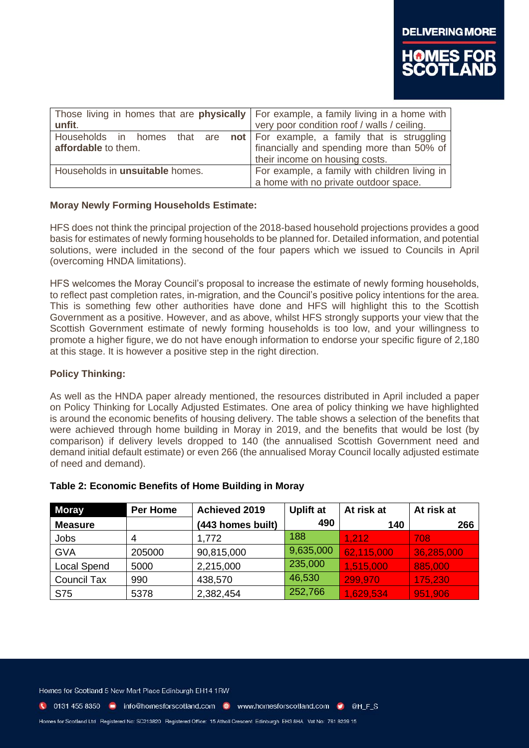| Those living in homes that are **physically unfit**. | For example, a family living in a home with very poor condition roof / walls / ceiling. |
|---|---|
| Households in homes that are **not affordable** to them. | For example, a family that is struggling financially and spending more than 50% of their income on housing costs. |
| Households in **unsuitable** homes. | For example, a family with children living in a home with no private outdoor space. |

**Moray Newly Forming Households Estimate:**

HFS does not think the principal projection of the 2018-based household projections provides a good basis for estimates of newly forming households to be planned for. Detailed information, and potential solutions, were included in the second of the four papers which we issued to Councils in April (overcoming HNDA limitations).

HFS welcomes the Moray Council's proposal to increase the estimate of newly forming households, to reflect past completion rates, in-migration, and the Council's positive policy intentions for the area. This is something few other authorities have done and HFS will highlight this to the Scottish Government as a positive. However, and as above, whilst HFS strongly supports your view that the Scottish Government estimate of newly forming households is too low, and your willingness to promote a higher figure, we do not have enough information to endorse your specific figure of 2,180 at this stage. It is however a positive step in the right direction.

**Policy Thinking:**

As well as the HNDA paper already mentioned, the resources distributed in April included a paper on Policy Thinking for Locally Adjusted Estimates. One area of policy thinking we have highlighted is around the economic benefits of housing delivery. The table shows a selection of the benefits that were achieved through home building in Moray in 2019, and the benefits that would be lost (by comparison) if delivery levels dropped to 140 (the annualised Scottish Government need and demand initial default estimate) or even 266 (the annualised Moray Council locally adjusted estimate of need and demand).

**Table 2: Economic Benefits of Home Building in Moray**

| Moray Measure | Per Home | Achieved 2019 (443 homes built) | Uplift at 490 | At risk at 140 | At risk at 266 |
|---|---|---|---|---|---|
| Jobs | 4 | 1,772 | 188 | 1,212 | 708 |
| GVA | 205000 | 90,815,000 | 9,635,000 | 62,115,000 | 36,285,000 |
| Local Spend | 5000 | 2,215,000 | 235,000 | 1,515,000 | 885,000 |
| Council Tax | 990 | 438,570 | 46,530 | 299,970 | 175,230 |
| S75 | 5378 | 2,382,454 | 252,766 | 1,629,534 | 951,906 |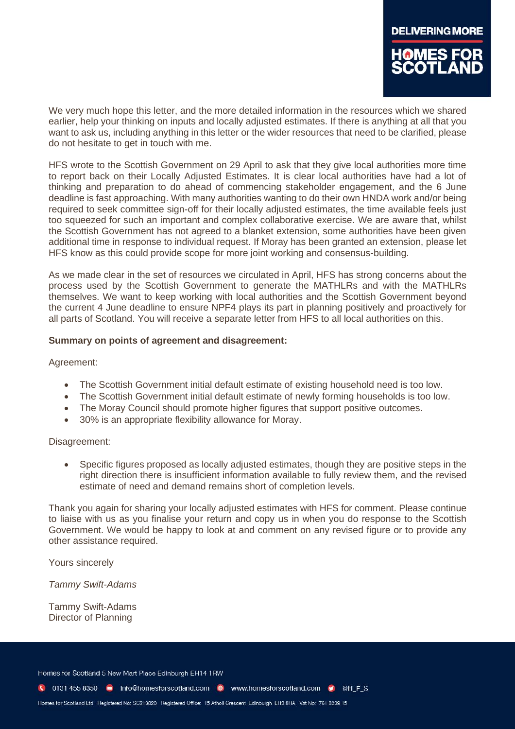We very much hope this letter, and the more detailed information in the resources which we shared earlier, help your thinking on inputs and locally adjusted estimates. If there is anything at all that you want to ask us, including anything in this letter or the wider resources that need to be clarified, please do not hesitate to get in touch with me.

HFS wrote to the Scottish Government on 29 April to ask that they give local authorities more time to report back on their Locally Adjusted Estimates. It is clear local authorities have had a lot of thinking and preparation to do ahead of commencing stakeholder engagement, and the 6 June deadline is fast approaching. With many authorities wanting to do their own HNDA work and/or being required to seek committee sign-off for their locally adjusted estimates, the time available feels just too squeezed for such an important and complex collaborative exercise. We are aware that, whilst the Scottish Government has not agreed to a blanket extension, some authorities have been given additional time in response to individual request. If Moray has been granted an extension, please let HFS know as this could provide scope for more joint working and consensus-building.

As we made clear in the set of resources we circulated in April, HFS has strong concerns about the process used by the Scottish Government to generate the MATHLRs and with the MATHLRs themselves. We want to keep working with local authorities and the Scottish Government beyond the current 4 June deadline to ensure NPF4 plays its part in planning positively and proactively for all parts of Scotland. You will receive a separate letter from HFS to all local authorities on this.

**Summary on points of agreement and disagreement:**

Agreement:

- The Scottish Government initial default estimate of existing household need is too low.
- The Scottish Government initial default estimate of newly forming households is too low.
- The Moray Council should promote higher figures that support positive outcomes.
- 30% is an appropriate flexibility allowance for Moray.

Disagreement:

- Specific figures proposed as locally adjusted estimates, though they are positive steps in the right direction there is insufficient information available to fully review them, and the revised estimate of need and demand remains short of completion levels.

Thank you again for sharing your locally adjusted estimates with HFS for comment. Please continue to liaise with us as you finalise your return and copy us in when you do response to the Scottish Government. We would be happy to look at and comment on any revised figure or to provide any other assistance required.

Yours sincerely

*Tammy Swift-Adams*

Tammy Swift-Adams
Director of Planning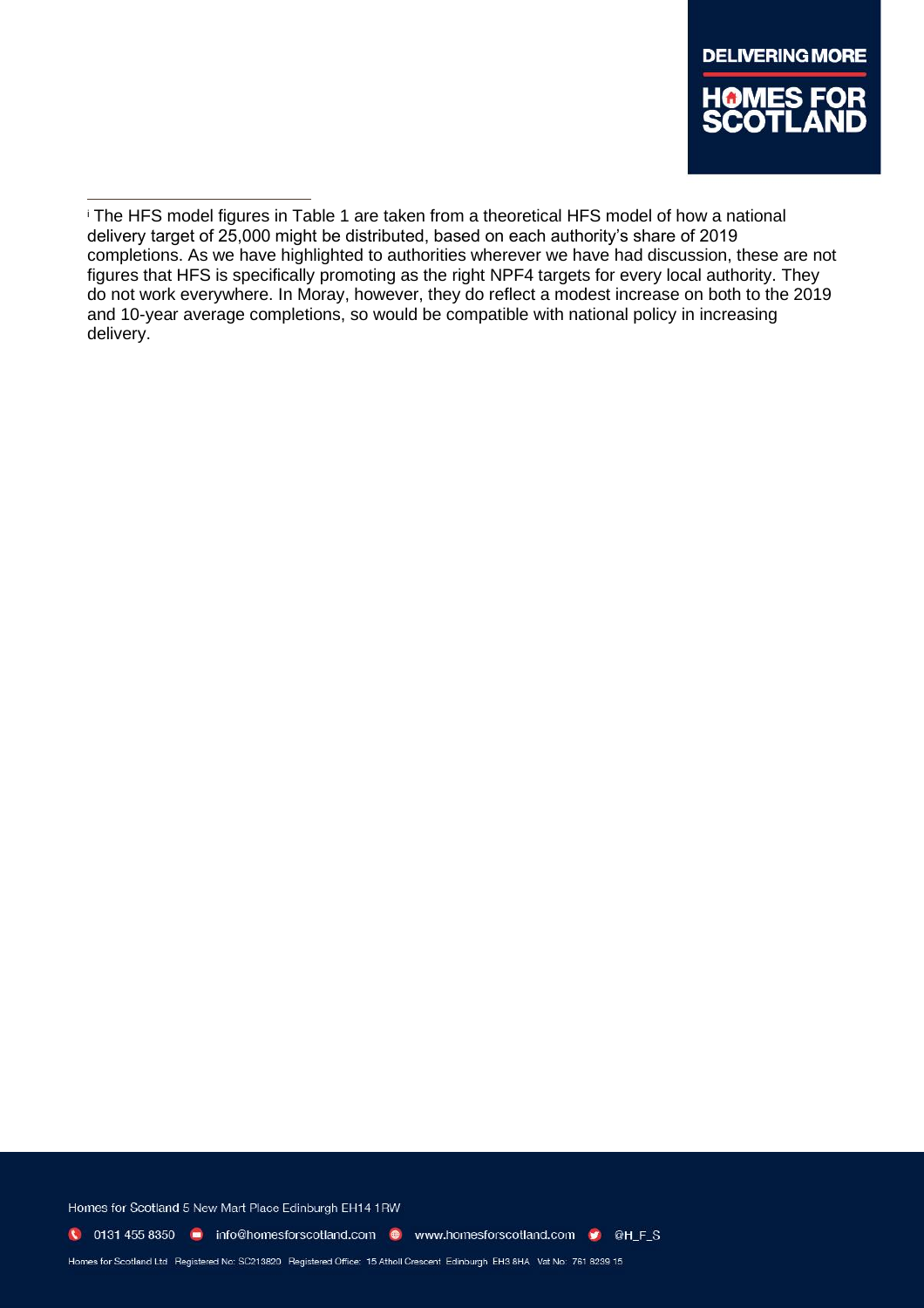[i] The HFS model figures in Table 1 are taken from a theoretical HFS model of how a national delivery target of 25,000 might be distributed, based on each authority's share of 2019 completions. As we have highlighted to authorities wherever we have had discussion, these are not figures that HFS is specifically promoting as the right NPF4 targets for every local authority. They do not work everywhere. In Moray, however, they do reflect a modest increase on both to the 2019 and 10-year average completions, so would be compatible with national policy in increasing delivery.